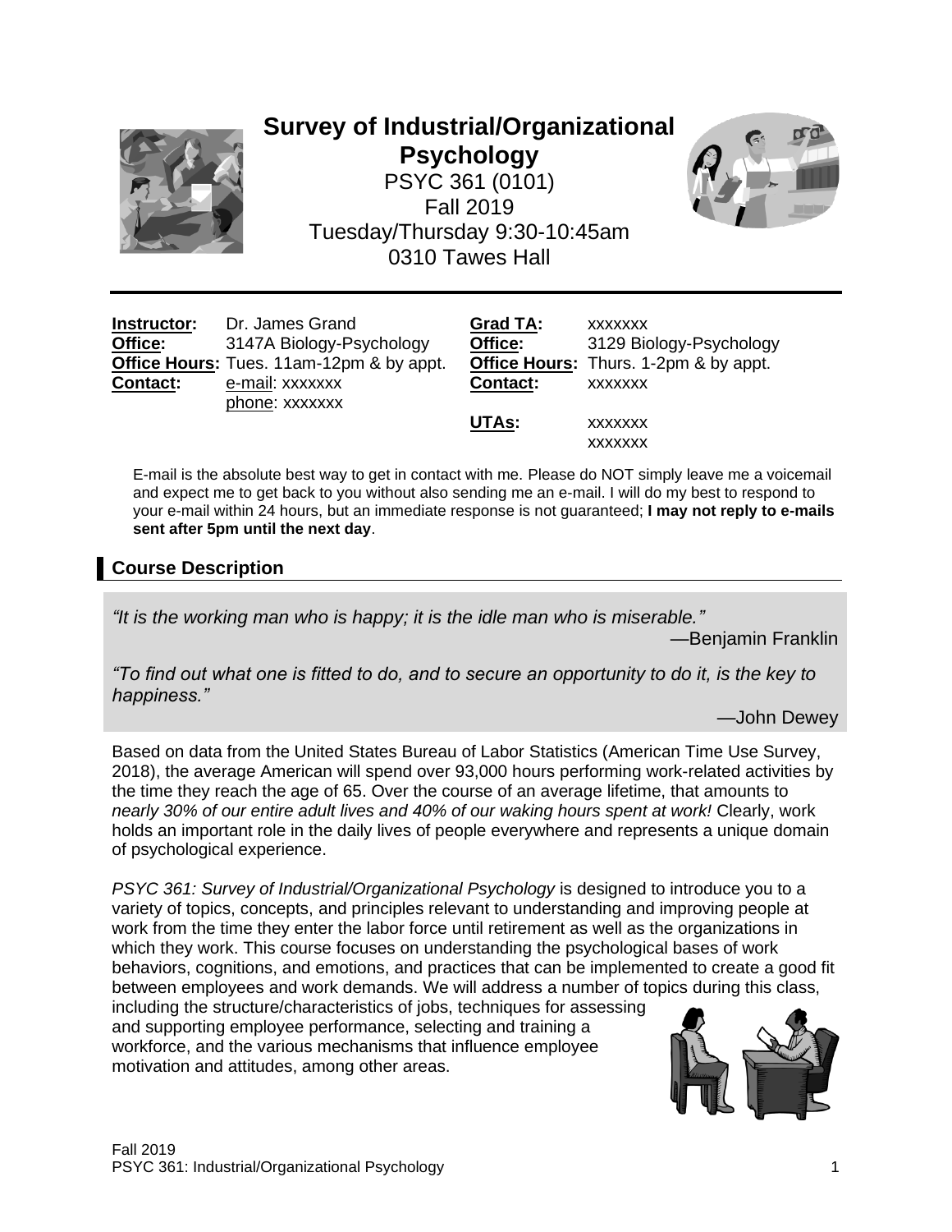# Survey of Industrial/Organizational Psychology

PSYC 361 (0101)
Fall 2019
Tuesday/Thursday 9:30-10:45am
0310 Tawes Hall

---

**Instructor:** Dr. James Grand
**Office:** 3147A Biology-Psychology
**Office Hours:** Tues. 11am-12pm & by appt.
**Contact:** e-mail: xxxxxxx
phone: xxxxxxx

**Grad TA:** xxxxxxx
**Office:** 3129 Biology-Psychology
**Office Hours:** Thurs. 1-2pm & by appt.
**Contact:** xxxxxxx

**UTAs:** xxxxxxx
xxxxxxx

E-mail is the absolute best way to get in contact with me. Please do NOT simply leave me a voicemail and expect me to get back to you without also sending me an e-mail. I will do my best to respond to your e-mail within 24 hours, but an immediate response is not guaranteed; **I may not reply to e-mails sent after 5pm until the next day**.

## Course Description

*"It is the working man who is happy; it is the idle man who is miserable."*

—Benjamin Franklin

*"To find out what one is fitted to do, and to secure an opportunity to do it, is the key to happiness."*

—John Dewey

Based on data from the United States Bureau of Labor Statistics (American Time Use Survey, 2018), the average American will spend over 93,000 hours performing work-related activities by the time they reach the age of 65. Over the course of an average lifetime, that amounts to *nearly 30% of our entire adult lives and 40% of our waking hours spent at work!* Clearly, work holds an important role in the daily lives of people everywhere and represents a unique domain of psychological experience.

*PSYC 361: Survey of Industrial/Organizational Psychology* is designed to introduce you to a variety of topics, concepts, and principles relevant to understanding and improving people at work from the time they enter the labor force until retirement as well as the organizations in which they work. This course focuses on understanding the psychological bases of work behaviors, cognitions, and emotions, and practices that can be implemented to create a good fit between employees and work demands. We will address a number of topics during this class, including the structure/characteristics of jobs, techniques for assessing and supporting employee performance, selecting and training a workforce, and the various mechanisms that influence employee motivation and attitudes, among other areas.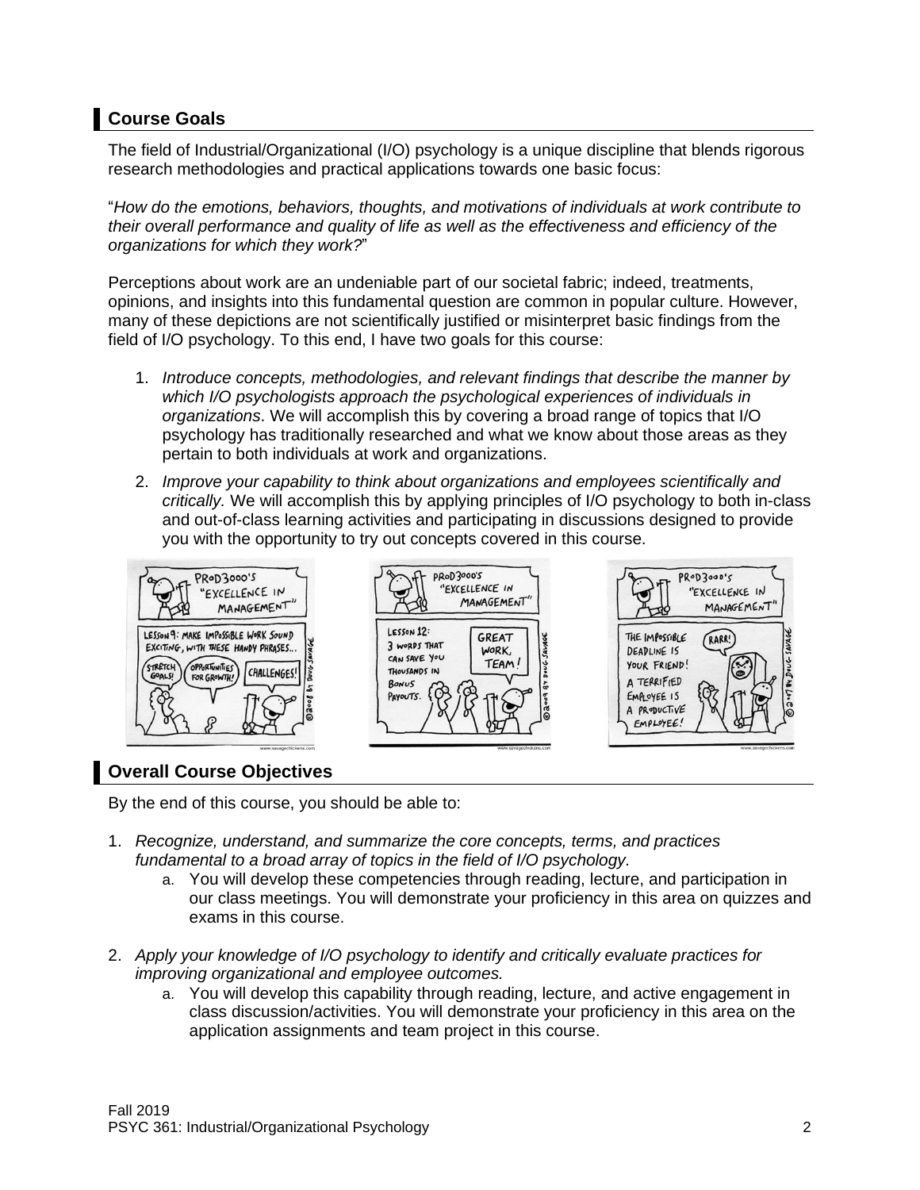## Course Goals

The field of Industrial/Organizational (I/O) psychology is a unique discipline that blends rigorous research methodologies and practical applications towards one basic focus:

"*How do the emotions, behaviors, thoughts, and motivations of individuals at work contribute to their overall performance and quality of life as well as the effectiveness and efficiency of the organizations for which they work?*"

Perceptions about work are an undeniable part of our societal fabric; indeed, treatments, opinions, and insights into this fundamental question are common in popular culture. However, many of these depictions are not scientifically justified or misinterpret basic findings from the field of I/O psychology. To this end, I have two goals for this course:

1. *Introduce concepts, methodologies, and relevant findings that describe the manner by which I/O psychologists approach the psychological experiences of individuals in organizations*. We will accomplish this by covering a broad range of topics that I/O psychology has traditionally researched and what we know about those areas as they pertain to both individuals at work and organizations.
2. *Improve your capability to think about organizations and employees scientifically and critically.* We will accomplish this by applying principles of I/O psychology to both in-class and out-of-class learning activities and participating in discussions designed to provide you with the opportunity to try out concepts covered in this course.

## Overall Course Objectives

By the end of this course, you should be able to:

1. *Recognize, understand, and summarize the core concepts, terms, and practices fundamental to a broad array of topics in the field of I/O psychology.*
   a. You will develop these competencies through reading, lecture, and participation in our class meetings. You will demonstrate your proficiency in this area on quizzes and exams in this course.
2. *Apply your knowledge of I/O psychology to identify and critically evaluate practices for improving organizational and employee outcomes.*
   a. You will develop this capability through reading, lecture, and active engagement in class discussion/activities. You will demonstrate your proficiency in this area on the application assignments and team project in this course.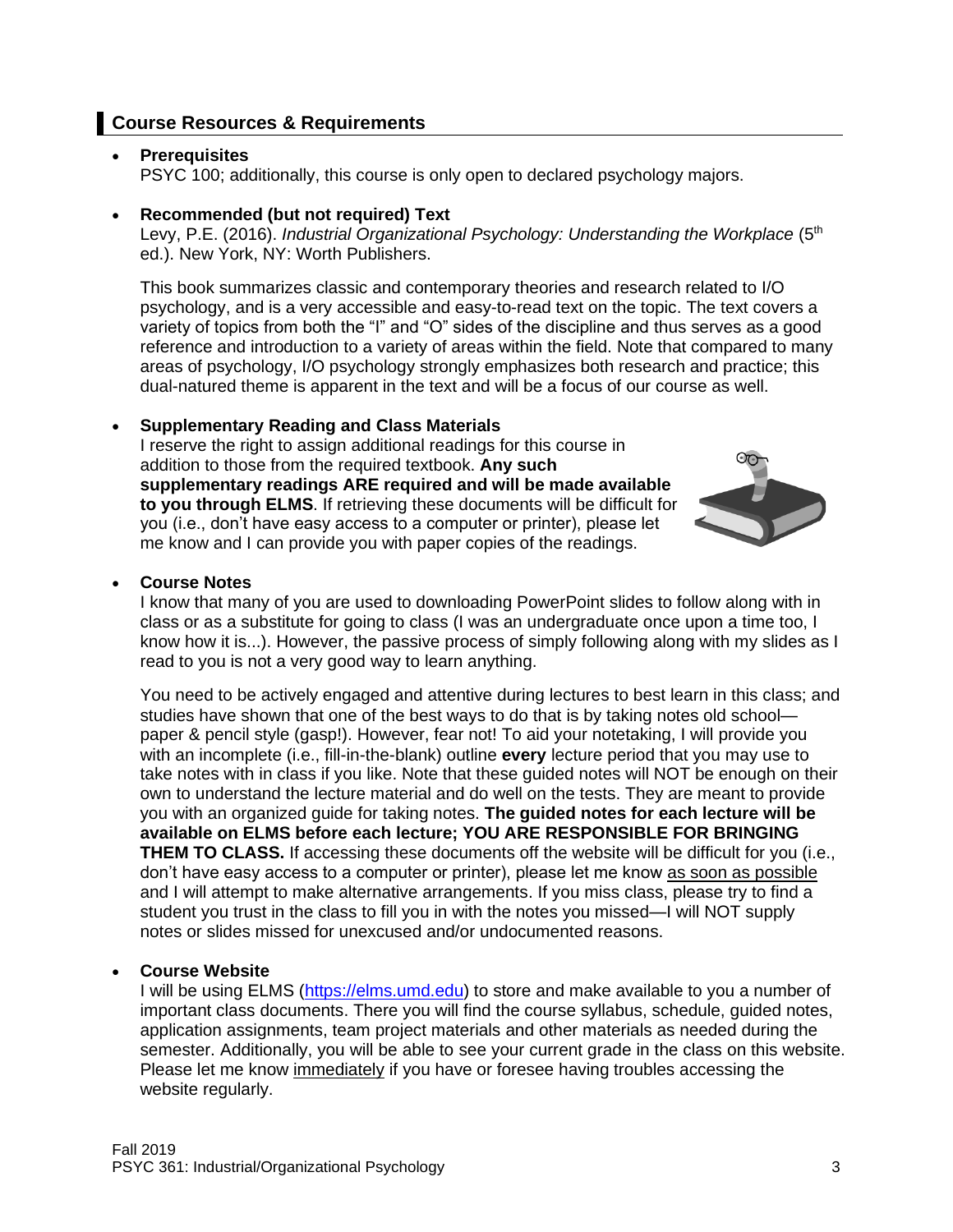## Course Resources & Requirements

- **Prerequisites**
  PSYC 100; additionally, this course is only open to declared psychology majors.

- **Recommended (but not required) Text**
  Levy, P.E. (2016). *Industrial Organizational Psychology: Understanding the Workplace* (5th ed.). New York, NY: Worth Publishers.

  This book summarizes classic and contemporary theories and research related to I/O psychology, and is a very accessible and easy-to-read text on the topic. The text covers a variety of topics from both the "I" and "O" sides of the discipline and thus serves as a good reference and introduction to a variety of areas within the field. Note that compared to many areas of psychology, I/O psychology strongly emphasizes both research and practice; this dual-natured theme is apparent in the text and will be a focus of our course as well.

- **Supplementary Reading and Class Materials**
  I reserve the right to assign additional readings for this course in addition to those from the required textbook. **Any such supplementary readings ARE required and will be made available to you through ELMS**. If retrieving these documents will be difficult for you (i.e., don't have easy access to a computer or printer), please let me know and I can provide you with paper copies of the readings.

- **Course Notes**
  I know that many of you are used to downloading PowerPoint slides to follow along with in class or as a substitute for going to class (I was an undergraduate once upon a time too, I know how it is...). However, the passive process of simply following along with my slides as I read to you is not a very good way to learn anything.

  You need to be actively engaged and attentive during lectures to best learn in this class; and studies have shown that one of the best ways to do that is by taking notes old school—paper & pencil style (gasp!). However, fear not! To aid your notetaking, I will provide you with an incomplete (i.e., fill-in-the-blank) outline **every** lecture period that you may use to take notes with in class if you like. Note that these guided notes will NOT be enough on their own to understand the lecture material and do well on the tests. They are meant to provide you with an organized guide for taking notes. **The guided notes for each lecture will be available on ELMS before each lecture; YOU ARE RESPONSIBLE FOR BRINGING THEM TO CLASS.** If accessing these documents off the website will be difficult for you (i.e., don't have easy access to a computer or printer), please let me know as soon as possible and I will attempt to make alternative arrangements. If you miss class, please try to find a student you trust in the class to fill you in with the notes you missed—I will NOT supply notes or slides missed for unexcused and/or undocumented reasons.

- **Course Website**
  I will be using ELMS (https://elms.umd.edu) to store and make available to you a number of important class documents. There you will find the course syllabus, schedule, guided notes, application assignments, team project materials and other materials as needed during the semester. Additionally, you will be able to see your current grade in the class on this website. Please let me know immediately if you have or foresee having troubles accessing the website regularly.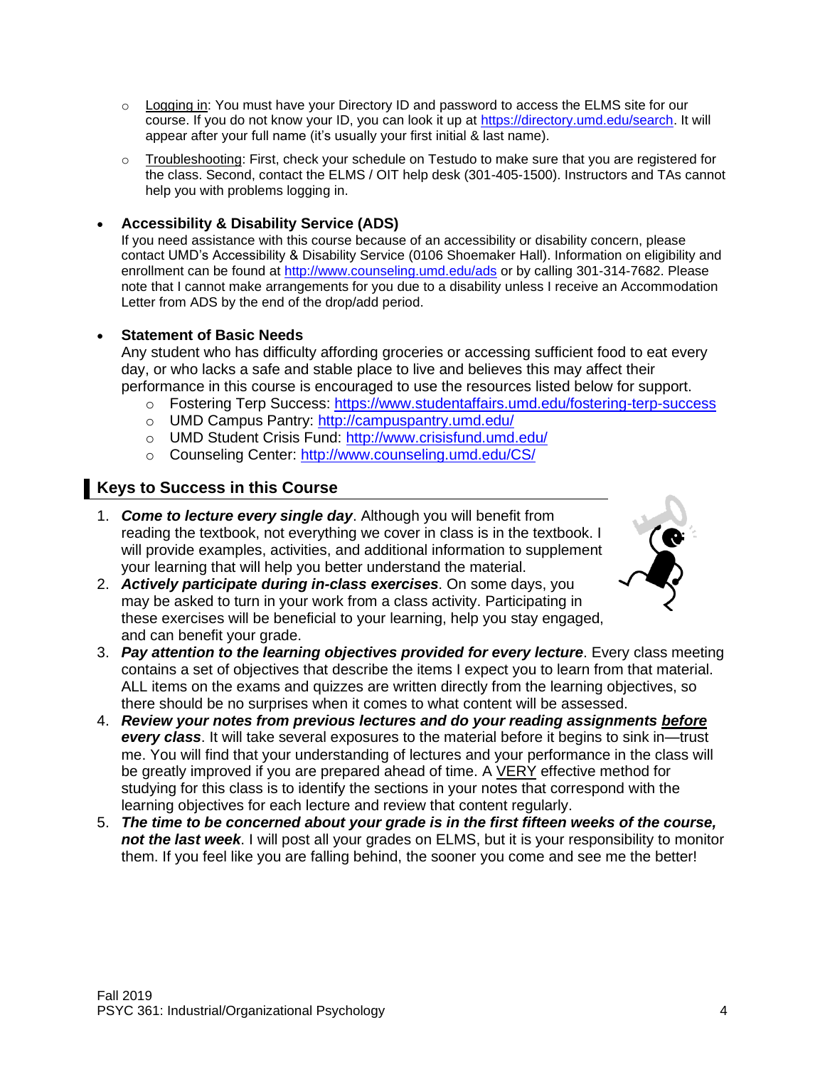- Logging in: You must have your Directory ID and password to access the ELMS site for our course. If you do not know your ID, you can look it up at https://directory.umd.edu/search. It will appear after your full name (it's usually your first initial & last name).
- Troubleshooting: First, check your schedule on Testudo to make sure that you are registered for the class. Second, contact the ELMS / OIT help desk (301-405-1500). Instructors and TAs cannot help you with problems logging in.

- **Accessibility & Disability Service (ADS)**
  If you need assistance with this course because of an accessibility or disability concern, please contact UMD's Accessibility & Disability Service (0106 Shoemaker Hall). Information on eligibility and enrollment can be found at http://www.counseling.umd.edu/ads or by calling 301-314-7682. Please note that I cannot make arrangements for you due to a disability unless I receive an Accommodation Letter from ADS by the end of the drop/add period.

- **Statement of Basic Needs**
  Any student who has difficulty affording groceries or accessing sufficient food to eat every day, or who lacks a safe and stable place to live and believes this may affect their performance in this course is encouraged to use the resources listed below for support.
  - Fostering Terp Success: https://www.studentaffairs.umd.edu/fostering-terp-success
  - UMD Campus Pantry: http://campuspantry.umd.edu/
  - UMD Student Crisis Fund: http://www.crisisfund.umd.edu/
  - Counseling Center: http://www.counseling.umd.edu/CS/

## Keys to Success in this Course

1. ***Come to lecture every single day***. Although you will benefit from reading the textbook, not everything we cover in class is in the textbook. I will provide examples, activities, and additional information to supplement your learning that will help you better understand the material.
2. ***Actively participate during in-class exercises***. On some days, you may be asked to turn in your work from a class activity. Participating in these exercises will be beneficial to your learning, help you stay engaged, and can benefit your grade.
3. ***Pay attention to the learning objectives provided for every lecture***. Every class meeting contains a set of objectives that describe the items I expect you to learn from that material. ALL items on the exams and quizzes are written directly from the learning objectives, so there should be no surprises when it comes to what content will be assessed.
4. ***Review your notes from previous lectures and do your reading assignments before every class***. It will take several exposures to the material before it begins to sink in—trust me. You will find that your understanding of lectures and your performance in the class will be greatly improved if you are prepared ahead of time. A VERY effective method for studying for this class is to identify the sections in your notes that correspond with the learning objectives for each lecture and review that content regularly.
5. ***The time to be concerned about your grade is in the first fifteen weeks of the course, not the last week***. I will post all your grades on ELMS, but it is your responsibility to monitor them. If you feel like you are falling behind, the sooner you come and see me the better!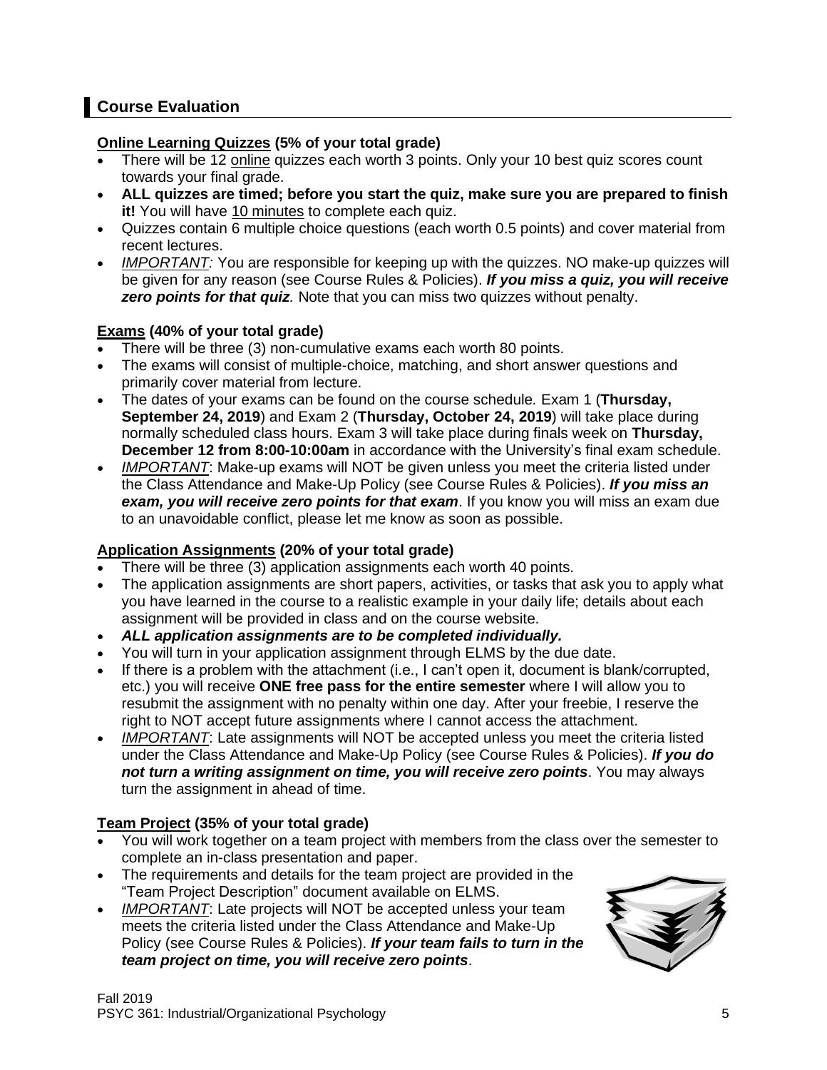## Course Evaluation

**Online Learning Quizzes (5% of your total grade)**

- There will be 12 online quizzes each worth 3 points. Only your 10 best quiz scores count towards your final grade.
- **ALL quizzes are timed; before you start the quiz, make sure you are prepared to finish it!** You will have 10 minutes to complete each quiz.
- Quizzes contain 6 multiple choice questions (each worth 0.5 points) and cover material from recent lectures.
- *IMPORTANT:* You are responsible for keeping up with the quizzes. NO make-up quizzes will be given for any reason (see Course Rules & Policies). ***If you miss a quiz, you will receive zero points for that quiz***. Note that you can miss two quizzes without penalty.

**Exams (40% of your total grade)**

- There will be three (3) non-cumulative exams each worth 80 points.
- The exams will consist of multiple-choice, matching, and short answer questions and primarily cover material from lecture.
- The dates of your exams can be found on the course schedule. Exam 1 (**Thursday, September 24, 2019**) and Exam 2 (**Thursday, October 24, 2019**) will take place during normally scheduled class hours. Exam 3 will take place during finals week on **Thursday, December 12 from 8:00-10:00am** in accordance with the University's final exam schedule.
- *IMPORTANT*: Make-up exams will NOT be given unless you meet the criteria listed under the Class Attendance and Make-Up Policy (see Course Rules & Policies). ***If you miss an exam, you will receive zero points for that exam***. If you know you will miss an exam due to an unavoidable conflict, please let me know as soon as possible.

**Application Assignments (20% of your total grade)**

- There will be three (3) application assignments each worth 40 points.
- The application assignments are short papers, activities, or tasks that ask you to apply what you have learned in the course to a realistic example in your daily life; details about each assignment will be provided in class and on the course website.
- ***ALL application assignments are to be completed individually.***
- You will turn in your application assignment through ELMS by the due date.
- If there is a problem with the attachment (i.e., I can't open it, document is blank/corrupted, etc.) you will receive **ONE free pass for the entire semester** where I will allow you to resubmit the assignment with no penalty within one day. After your freebie, I reserve the right to NOT accept future assignments where I cannot access the attachment.
- *IMPORTANT*: Late assignments will NOT be accepted unless you meet the criteria listed under the Class Attendance and Make-Up Policy (see Course Rules & Policies). ***If you do not turn a writing assignment on time, you will receive zero points***. You may always turn the assignment in ahead of time.

**Team Project (35% of your total grade)**

- You will work together on a team project with members from the class over the semester to complete an in-class presentation and paper.
- The requirements and details for the team project are provided in the "Team Project Description" document available on ELMS.
- *IMPORTANT*: Late projects will NOT be accepted unless your team meets the criteria listed under the Class Attendance and Make-Up Policy (see Course Rules & Policies). ***If your team fails to turn in the team project on time, you will receive zero points***.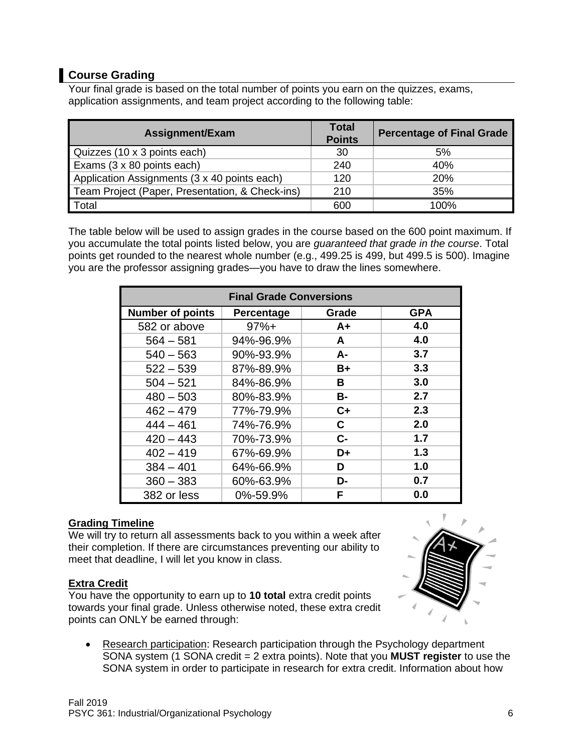## Course Grading

Your final grade is based on the total number of points you earn on the quizzes, exams, application assignments, and team project according to the following table:

| Assignment/Exam | Total Points | Percentage of Final Grade |
|---|---|---|
| Quizzes (10 x 3 points each) | 30 | 5% |
| Exams (3 x 80 points each) | 240 | 40% |
| Application Assignments (3 x 40 points each) | 120 | 20% |
| Team Project (Paper, Presentation, & Check-ins) | 210 | 35% |
| Total | 600 | 100% |

The table below will be used to assign grades in the course based on the 600 point maximum. If you accumulate the total points listed below, you are *guaranteed that grade in the course*. Total points get rounded to the nearest whole number (e.g., 499.25 is 499, but 499.5 is 500). Imagine you are the professor assigning grades—you have to draw the lines somewhere.

| Final Grade Conversions | | | |
|---|---|---|---|
| **Number of points** | **Percentage** | **Grade** | **GPA** |
| 582 or above | 97%+ | **A+** | **4.0** |
| 564 – 581 | 94%-96.9% | **A** | **4.0** |
| 540 – 563 | 90%-93.9% | **A-** | **3.7** |
| 522 – 539 | 87%-89.9% | **B+** | **3.3** |
| 504 – 521 | 84%-86.9% | **B** | **3.0** |
| 480 – 503 | 80%-83.9% | **B-** | **2.7** |
| 462 – 479 | 77%-79.9% | **C+** | **2.3** |
| 444 – 461 | 74%-76.9% | **C** | **2.0** |
| 420 – 443 | 70%-73.9% | **C-** | **1.7** |
| 402 – 419 | 67%-69.9% | **D+** | **1.3** |
| 384 – 401 | 64%-66.9% | **D** | **1.0** |
| 360 – 383 | 60%-63.9% | **D-** | **0.7** |
| 382 or less | 0%-59.9% | **F** | **0.0** |

### Grading Timeline

We will try to return all assessments back to you within a week after their completion. If there are circumstances preventing our ability to meet that deadline, I will let you know in class.

### Extra Credit

You have the opportunity to earn up to **10 total** extra credit points towards your final grade. Unless otherwise noted, these extra credit points can ONLY be earned through:

- Research participation: Research participation through the Psychology department SONA system (1 SONA credit = 2 extra points). Note that you **MUST register** to use the SONA system in order to participate in research for extra credit. Information about how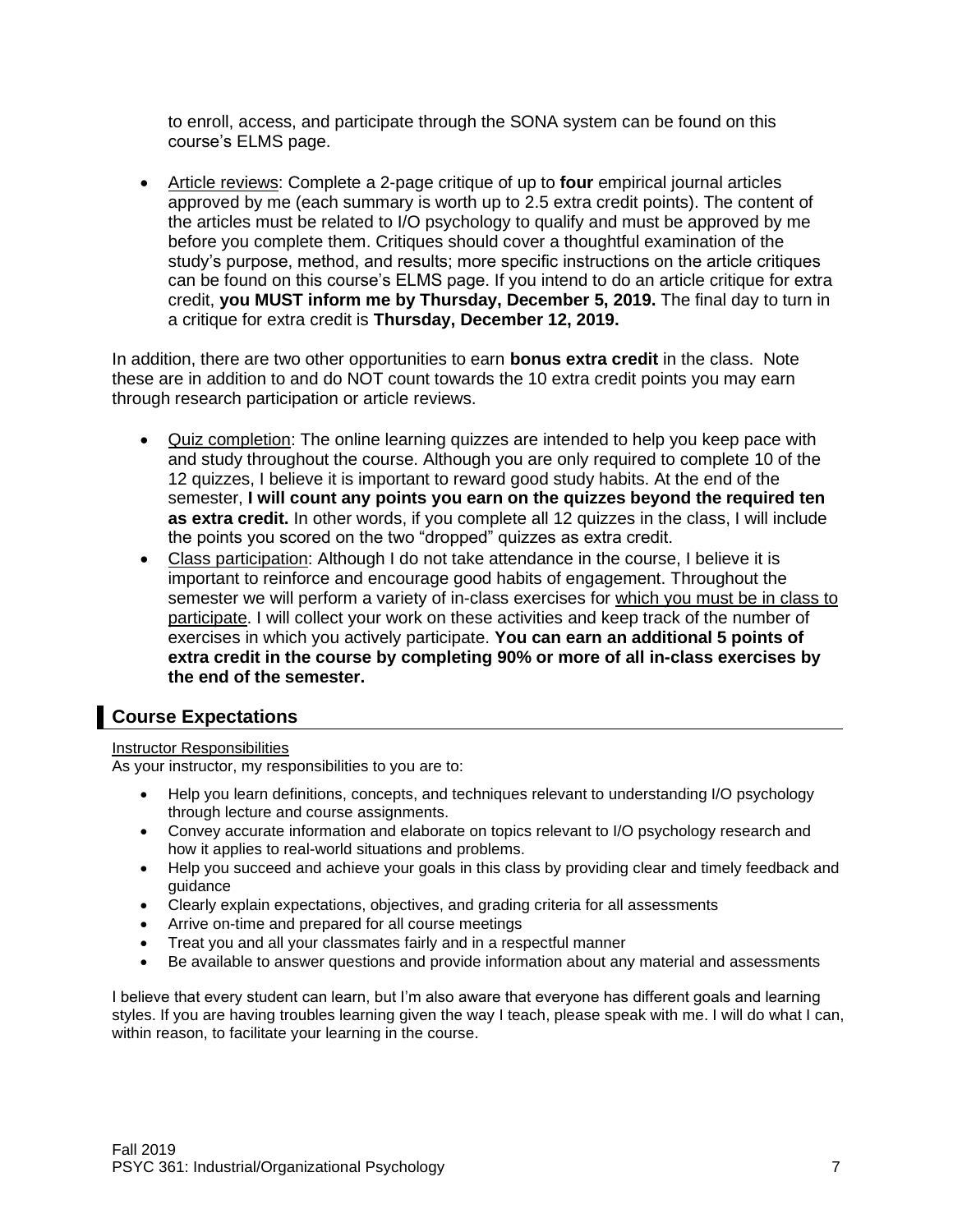to enroll, access, and participate through the SONA system can be found on this course's ELMS page.

- Article reviews: Complete a 2-page critique of up to **four** empirical journal articles approved by me (each summary is worth up to 2.5 extra credit points). The content of the articles must be related to I/O psychology to qualify and must be approved by me before you complete them. Critiques should cover a thoughtful examination of the study's purpose, method, and results; more specific instructions on the article critiques can be found on this course's ELMS page. If you intend to do an article critique for extra credit, **you MUST inform me by Thursday, December 5, 2019.** The final day to turn in a critique for extra credit is **Thursday, December 12, 2019.**

In addition, there are two other opportunities to earn **bonus extra credit** in the class. Note these are in addition to and do NOT count towards the 10 extra credit points you may earn through research participation or article reviews.

- Quiz completion: The online learning quizzes are intended to help you keep pace with and study throughout the course. Although you are only required to complete 10 of the 12 quizzes, I believe it is important to reward good study habits. At the end of the semester, **I will count any points you earn on the quizzes beyond the required ten as extra credit.** In other words, if you complete all 12 quizzes in the class, I will include the points you scored on the two "dropped" quizzes as extra credit.
- Class participation: Although I do not take attendance in the course, I believe it is important to reinforce and encourage good habits of engagement. Throughout the semester we will perform a variety of in-class exercises for which you must be in class to participate. I will collect your work on these activities and keep track of the number of exercises in which you actively participate. **You can earn an additional 5 points of extra credit in the course by completing 90% or more of all in-class exercises by the end of the semester.**

## Course Expectations

Instructor Responsibilities

As your instructor, my responsibilities to you are to:

- Help you learn definitions, concepts, and techniques relevant to understanding I/O psychology through lecture and course assignments.
- Convey accurate information and elaborate on topics relevant to I/O psychology research and how it applies to real-world situations and problems.
- Help you succeed and achieve your goals in this class by providing clear and timely feedback and guidance
- Clearly explain expectations, objectives, and grading criteria for all assessments
- Arrive on-time and prepared for all course meetings
- Treat you and all your classmates fairly and in a respectful manner
- Be available to answer questions and provide information about any material and assessments

I believe that every student can learn, but I'm also aware that everyone has different goals and learning styles. If you are having troubles learning given the way I teach, please speak with me. I will do what I can, within reason, to facilitate your learning in the course.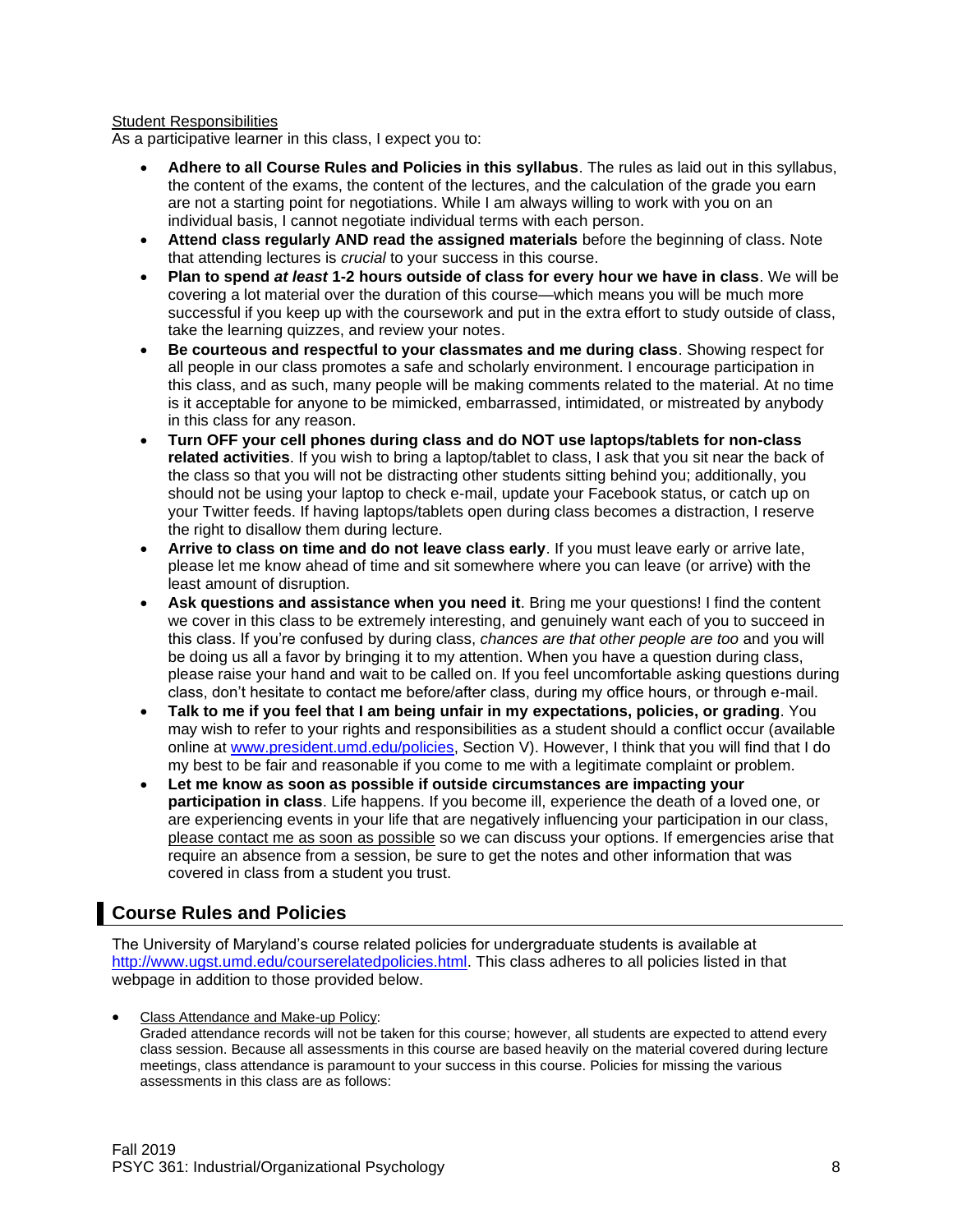<u>Student Responsibilities</u>
As a participative learner in this class, I expect you to:

- **Adhere to all Course Rules and Policies in this syllabus**. The rules as laid out in this syllabus, the content of the exams, the content of the lectures, and the calculation of the grade you earn are not a starting point for negotiations. While I am always willing to work with you on an individual basis, I cannot negotiate individual terms with each person.
- **Attend class regularly AND read the assigned materials** before the beginning of class. Note that attending lectures is *crucial* to your success in this course.
- **Plan to spend *at least* 1-2 hours outside of class for every hour we have in class**. We will be covering a lot material over the duration of this course—which means you will be much more successful if you keep up with the coursework and put in the extra effort to study outside of class, take the learning quizzes, and review your notes.
- **Be courteous and respectful to your classmates and me during class**. Showing respect for all people in our class promotes a safe and scholarly environment. I encourage participation in this class, and as such, many people will be making comments related to the material. At no time is it acceptable for anyone to be mimicked, embarrassed, intimidated, or mistreated by anybody in this class for any reason.
- **Turn OFF your cell phones during class and do NOT use laptops/tablets for non-class related activities**. If you wish to bring a laptop/tablet to class, I ask that you sit near the back of the class so that you will not be distracting other students sitting behind you; additionally, you should not be using your laptop to check e-mail, update your Facebook status, or catch up on your Twitter feeds. If having laptops/tablets open during class becomes a distraction, I reserve the right to disallow them during lecture.
- **Arrive to class on time and do not leave class early**. If you must leave early or arrive late, please let me know ahead of time and sit somewhere where you can leave (or arrive) with the least amount of disruption.
- **Ask questions and assistance when you need it**. Bring me your questions! I find the content we cover in this class to be extremely interesting, and genuinely want each of you to succeed in this class. If you're confused by during class, *chances are that other people are too* and you will be doing us all a favor by bringing it to my attention. When you have a question during class, please raise your hand and wait to be called on. If you feel uncomfortable asking questions during class, don't hesitate to contact me before/after class, during my office hours, or through e-mail.
- **Talk to me if you feel that I am being unfair in my expectations, policies, or grading**. You may wish to refer to your rights and responsibilities as a student should a conflict occur (available online at [www.president.umd.edu/policies](www.president.umd.edu/policies), Section V). However, I think that you will find that I do my best to be fair and reasonable if you come to me with a legitimate complaint or problem.
- **Let me know as soon as possible if outside circumstances are impacting your participation in class**. Life happens. If you become ill, experience the death of a loved one, or are experiencing events in your life that are negatively influencing your participation in our class, <u>please contact me as soon as possible</u> so we can discuss your options. If emergencies arise that require an absence from a session, be sure to get the notes and other information that was covered in class from a student you trust.

## Course Rules and Policies

The University of Maryland's course related policies for undergraduate students is available at [http://www.ugst.umd.edu/courserelatedpolicies.html](http://www.ugst.umd.edu/courserelatedpolicies.html). This class adheres to all policies listed in that webpage in addition to those provided below.

- <u>Class Attendance and Make-up Policy</u>:
  Graded attendance records will not be taken for this course; however, all students are expected to attend every class session. Because all assessments in this course are based heavily on the material covered during lecture meetings, class attendance is paramount to your success in this course. Policies for missing the various assessments in this class are as follows: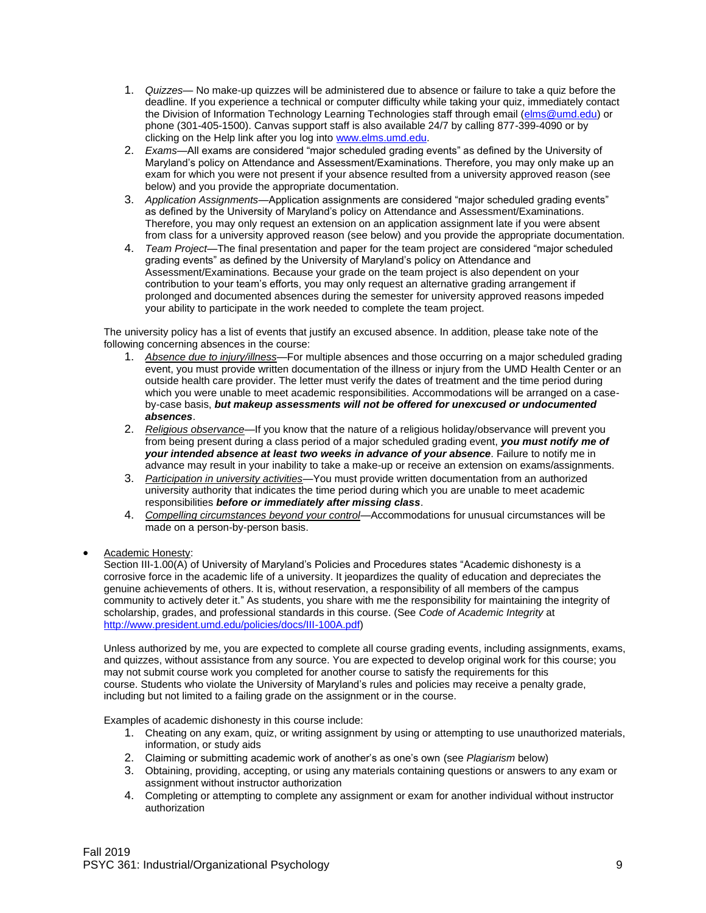1. *Quizzes*— No make-up quizzes will be administered due to absence or failure to take a quiz before the deadline. If you experience a technical or computer difficulty while taking your quiz, immediately contact the Division of Information Technology Learning Technologies staff through email (elms@umd.edu) or phone (301-405-1500). Canvas support staff is also available 24/7 by calling 877-399-4090 or by clicking on the Help link after you log into www.elms.umd.edu.
2. *Exams*—All exams are considered "major scheduled grading events" as defined by the University of Maryland's policy on Attendance and Assessment/Examinations. Therefore, you may only make up an exam for which you were not present if your absence resulted from a university approved reason (see below) and you provide the appropriate documentation.
3. *Application Assignments*—Application assignments are considered "major scheduled grading events" as defined by the University of Maryland's policy on Attendance and Assessment/Examinations. Therefore, you may only request an extension on an application assignment late if you were absent from class for a university approved reason (see below) and you provide the appropriate documentation.
4. *Team Project*—The final presentation and paper for the team project are considered "major scheduled grading events" as defined by the University of Maryland's policy on Attendance and Assessment/Examinations. Because your grade on the team project is also dependent on your contribution to your team's efforts, you may only request an alternative grading arrangement if prolonged and documented absences during the semester for university approved reasons impeded your ability to participate in the work needed to complete the team project.

The university policy has a list of events that justify an excused absence. In addition, please take note of the following concerning absences in the course:

1. *Absence due to injury/illness*—For multiple absences and those occurring on a major scheduled grading event, you must provide written documentation of the illness or injury from the UMD Health Center or an outside health care provider. The letter must verify the dates of treatment and the time period during which you were unable to meet academic responsibilities. Accommodations will be arranged on a case-by-case basis, ***but makeup assessments will not be offered for unexcused or undocumented absences***.
2. *Religious observance*—If you know that the nature of a religious holiday/observance will prevent you from being present during a class period of a major scheduled grading event, ***you must notify me of your intended absence at least two weeks in advance of your absence***. Failure to notify me in advance may result in your inability to take a make-up or receive an extension on exams/assignments.
3. *Participation in university activities*—You must provide written documentation from an authorized university authority that indicates the time period during which you are unable to meet academic responsibilities ***before or immediately after missing class***.
4. *Compelling circumstances beyond your control*—Accommodations for unusual circumstances will be made on a person-by-person basis.

- Academic Honesty:

  Section III-1.00(A) of University of Maryland's Policies and Procedures states "Academic dishonesty is a corrosive force in the academic life of a university. It jeopardizes the quality of education and depreciates the genuine achievements of others. It is, without reservation, a responsibility of all members of the campus community to actively deter it." As students, you share with me the responsibility for maintaining the integrity of scholarship, grades, and professional standards in this course. (See *Code of Academic Integrity* at http://www.president.umd.edu/policies/docs/III-100A.pdf)

  Unless authorized by me, you are expected to complete all course grading events, including assignments, exams, and quizzes, without assistance from any source. You are expected to develop original work for this course; you may not submit course work you completed for another course to satisfy the requirements for this course. Students who violate the University of Maryland's rules and policies may receive a penalty grade, including but not limited to a failing grade on the assignment or in the course.

  Examples of academic dishonesty in this course include:

  1. Cheating on any exam, quiz, or writing assignment by using or attempting to use unauthorized materials, information, or study aids
  2. Claiming or submitting academic work of another's as one's own (see *Plagiarism* below)
  3. Obtaining, providing, accepting, or using any materials containing questions or answers to any exam or assignment without instructor authorization
  4. Completing or attempting to complete any assignment or exam for another individual without instructor authorization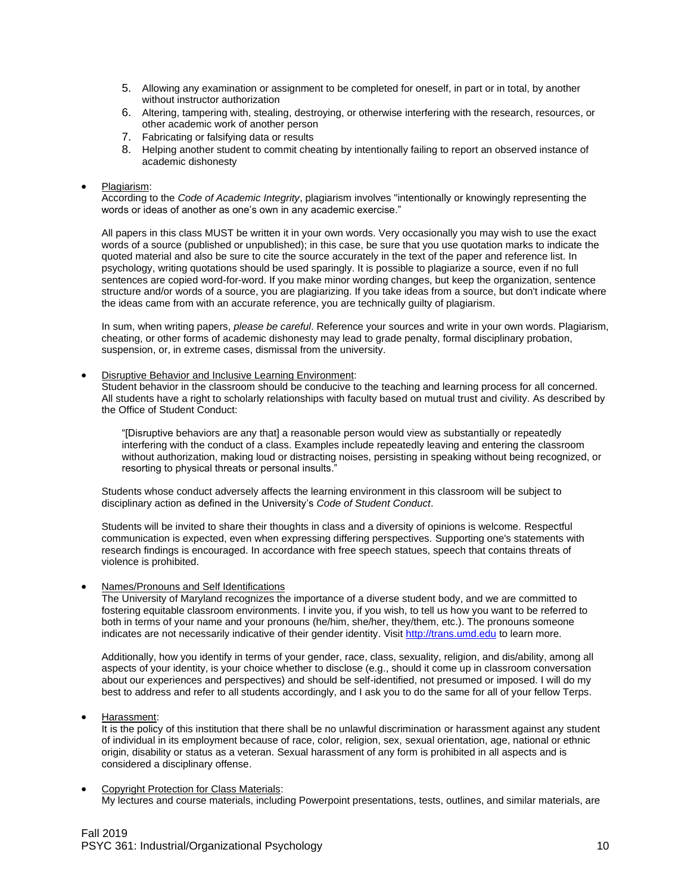5. Allowing any examination or assignment to be completed for oneself, in part or in total, by another without instructor authorization
6. Altering, tampering with, stealing, destroying, or otherwise interfering with the research, resources, or other academic work of another person
7. Fabricating or falsifying data or results
8. Helping another student to commit cheating by intentionally failing to report an observed instance of academic dishonesty

- <u>Plagiarism</u>:
  According to the *Code of Academic Integrity*, plagiarism involves "intentionally or knowingly representing the words or ideas of another as one's own in any academic exercise."

  All papers in this class MUST be written it in your own words. Very occasionally you may wish to use the exact words of a source (published or unpublished); in this case, be sure that you use quotation marks to indicate the quoted material and also be sure to cite the source accurately in the text of the paper and reference list. In psychology, writing quotations should be used sparingly. It is possible to plagiarize a source, even if no full sentences are copied word-for-word. If you make minor wording changes, but keep the organization, sentence structure and/or words of a source, you are plagiarizing. If you take ideas from a source, but don't indicate where the ideas came from with an accurate reference, you are technically guilty of plagiarism.

  In sum, when writing papers, *please be careful*. Reference your sources and write in your own words. Plagiarism, cheating, or other forms of academic dishonesty may lead to grade penalty, formal disciplinary probation, suspension, or, in extreme cases, dismissal from the university.

- <u>Disruptive Behavior and Inclusive Learning Environment</u>:
  Student behavior in the classroom should be conducive to the teaching and learning process for all concerned. All students have a right to scholarly relationships with faculty based on mutual trust and civility. As described by the Office of Student Conduct:

  > "[Disruptive behaviors are any that] a reasonable person would view as substantially or repeatedly interfering with the conduct of a class. Examples include repeatedly leaving and entering the classroom without authorization, making loud or distracting noises, persisting in speaking without being recognized, or resorting to physical threats or personal insults."

  Students whose conduct adversely affects the learning environment in this classroom will be subject to disciplinary action as defined in the University's *Code of Student Conduct*.

  Students will be invited to share their thoughts in class and a diversity of opinions is welcome. Respectful communication is expected, even when expressing differing perspectives. Supporting one's statements with research findings is encouraged. In accordance with free speech statues, speech that contains threats of violence is prohibited.

- <u>Names/Pronouns and Self Identifications</u>
  The University of Maryland recognizes the importance of a diverse student body, and we are committed to fostering equitable classroom environments. I invite you, if you wish, to tell us how you want to be referred to both in terms of your name and your pronouns (he/him, she/her, they/them, etc.). The pronouns someone indicates are not necessarily indicative of their gender identity. Visit [http://trans.umd.edu](http://trans.umd.edu) to learn more.

  Additionally, how you identify in terms of your gender, race, class, sexuality, religion, and dis/ability, among all aspects of your identity, is your choice whether to disclose (e.g., should it come up in classroom conversation about our experiences and perspectives) and should be self-identified, not presumed or imposed. I will do my best to address and refer to all students accordingly, and I ask you to do the same for all of your fellow Terps.

- <u>Harassment</u>:
  It is the policy of this institution that there shall be no unlawful discrimination or harassment against any student of individual in its employment because of race, color, religion, sex, sexual orientation, age, national or ethnic origin, disability or status as a veteran. Sexual harassment of any form is prohibited in all aspects and is considered a disciplinary offense.

- <u>Copyright Protection for Class Materials</u>:
  My lectures and course materials, including Powerpoint presentations, tests, outlines, and similar materials, are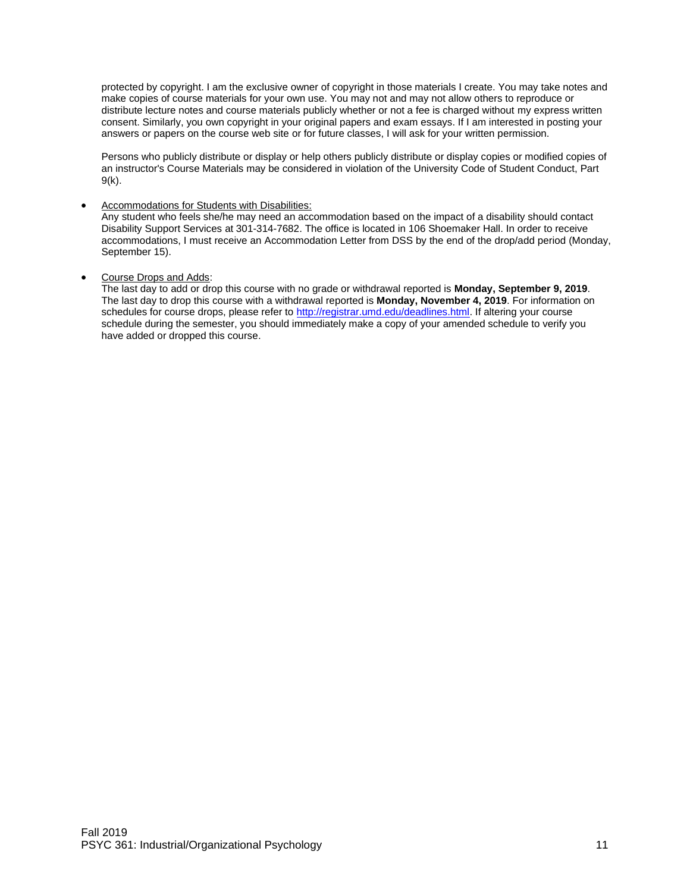protected by copyright. I am the exclusive owner of copyright in those materials I create. You may take notes and make copies of course materials for your own use. You may not and may not allow others to reproduce or distribute lecture notes and course materials publicly whether or not a fee is charged without my express written consent. Similarly, you own copyright in your original papers and exam essays. If I am interested in posting your answers or papers on the course web site or for future classes, I will ask for your written permission.

Persons who publicly distribute or display or help others publicly distribute or display copies or modified copies of an instructor's Course Materials may be considered in violation of the University Code of Student Conduct, Part 9(k).

- Accommodations for Students with Disabilities:
  Any student who feels she/he may need an accommodation based on the impact of a disability should contact Disability Support Services at 301-314-7682. The office is located in 106 Shoemaker Hall. In order to receive accommodations, I must receive an Accommodation Letter from DSS by the end of the drop/add period (Monday, September 15).

- Course Drops and Adds:
  The last day to add or drop this course with no grade or withdrawal reported is **Monday, September 9, 2019**. The last day to drop this course with a withdrawal reported is **Monday, November 4, 2019**. For information on schedules for course drops, please refer to [http://registrar.umd.edu/deadlines.html](http://registrar.umd.edu/deadlines.html). If altering your course schedule during the semester, you should immediately make a copy of your amended schedule to verify you have added or dropped this course.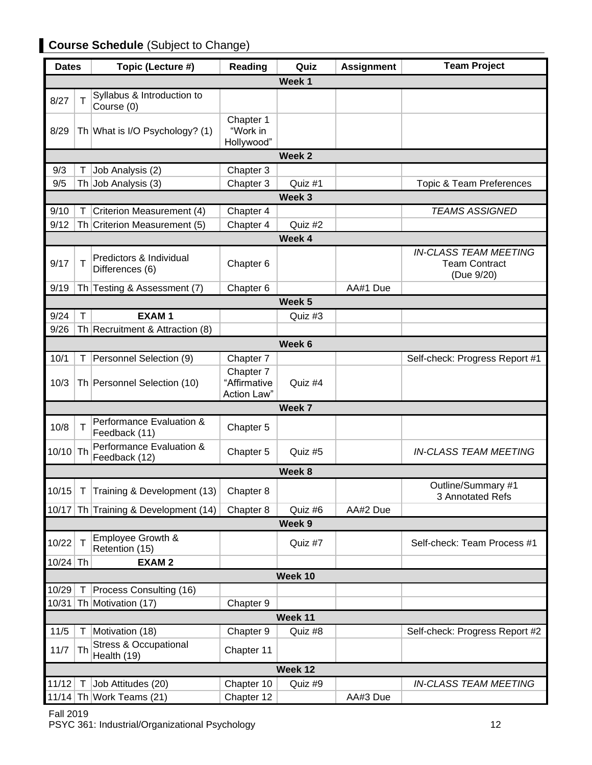## **Course Schedule** (Subject to Change)

| Dates | | Topic (Lecture #) | Reading | Quiz | Assignment | Team Project |
|---|---|---|---|---|---|---|
| | | | **Week 1** | | | |
| 8/27 | T | Syllabus & Introduction to Course (0) | | | | |
| 8/29 | Th | What is I/O Psychology? (1) | Chapter 1 "Work in Hollywood" | | | |
| | | | **Week 2** | | | |
| 9/3 | T | Job Analysis (2) | Chapter 3 | | | |
| 9/5 | Th | Job Analysis (3) | Chapter 3 | Quiz #1 | | Topic & Team Preferences |
| | | | **Week 3** | | | |
| 9/10 | T | Criterion Measurement (4) | Chapter 4 | | | *TEAMS ASSIGNED* |
| 9/12 | Th | Criterion Measurement (5) | Chapter 4 | Quiz #2 | | |
| | | | **Week 4** | | | |
| 9/17 | T | Predictors & Individual Differences (6) | Chapter 6 | | | *IN-CLASS TEAM MEETING* Team Contract (Due 9/20) |
| 9/19 | Th | Testing & Assessment (7) | Chapter 6 | | AA#1 Due | |
| | | | **Week 5** | | | |
| 9/24 | T | **EXAM 1** | | Quiz #3 | | |
| 9/26 | Th | Recruitment & Attraction (8) | | | | |
| | | | **Week 6** | | | |
| 10/1 | T | Personnel Selection (9) | Chapter 7 | | | Self-check: Progress Report #1 |
| 10/3 | Th | Personnel Selection (10) | Chapter 7 "Affirmative Action Law" | Quiz #4 | | |
| | | | **Week 7** | | | |
| 10/8 | T | Performance Evaluation & Feedback (11) | Chapter 5 | | | |
| 10/10 | Th | Performance Evaluation & Feedback (12) | Chapter 5 | Quiz #5 | | *IN-CLASS TEAM MEETING* |
| | | | **Week 8** | | | |
| 10/15 | T | Training & Development (13) | Chapter 8 | | | Outline/Summary #1 3 Annotated Refs |
| 10/17 | Th | Training & Development (14) | Chapter 8 | Quiz #6 | AA#2 Due | |
| | | | **Week 9** | | | |
| 10/22 | T | Employee Growth & Retention (15) | | Quiz #7 | | Self-check: Team Process #1 |
| 10/24 | Th | **EXAM 2** | | | | |
| | | | **Week 10** | | | |
| 10/29 | T | Process Consulting (16) | | | | |
| 10/31 | Th | Motivation (17) | Chapter 9 | | | |
| | | | **Week 11** | | | |
| 11/5 | T | Motivation (18) | Chapter 9 | Quiz #8 | | Self-check: Progress Report #2 |
| 11/7 | Th | Stress & Occupational Health (19) | Chapter 11 | | | |
| | | | **Week 12** | | | |
| 11/12 | T | Job Attitudes (20) | Chapter 10 | Quiz #9 | | *IN-CLASS TEAM MEETING* |
| 11/14 | Th | Work Teams (21) | Chapter 12 | | AA#3 Due | |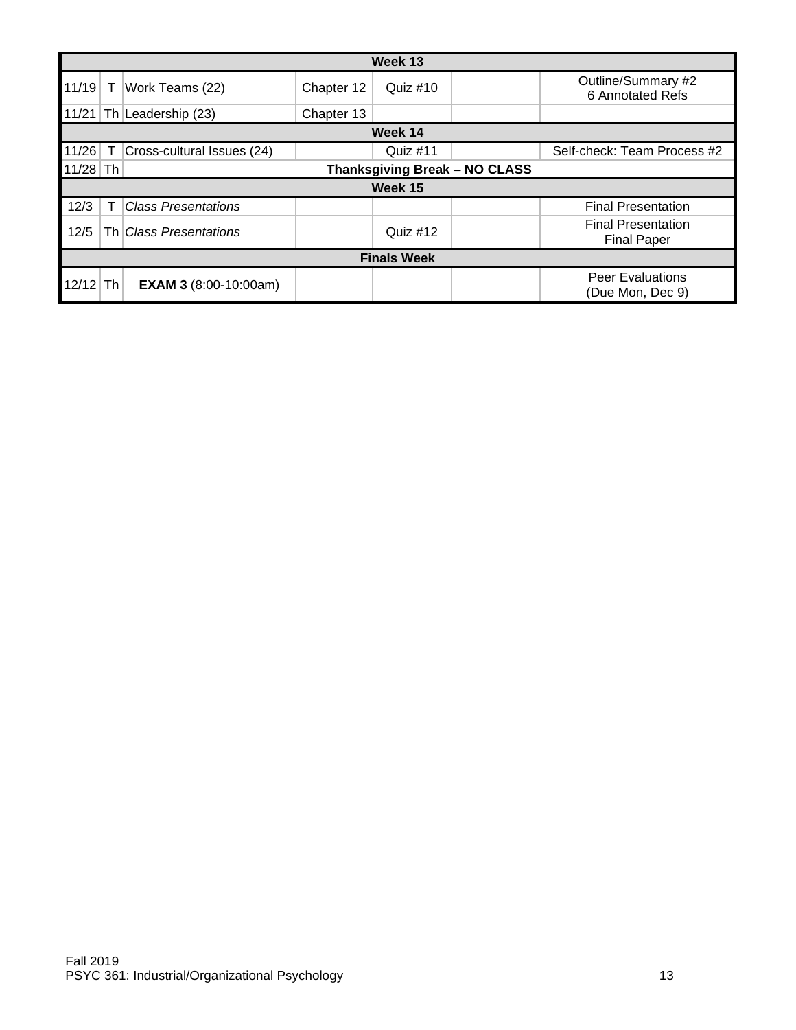| | | | | | | |
|---|---|---|---|---|---|---|
| **Week 13** | | | | | | |
| 11/19 | T | Work Teams (22) | Chapter 12 | Quiz #10 | | Outline/Summary #2<br>6 Annotated Refs |
| 11/21 | Th | Leadership (23) | Chapter 13 | | | |
| **Week 14** | | | | | | |
| 11/26 | T | Cross-cultural Issues (24) | | Quiz #11 | | Self-check: Team Process #2 |
| 11/28 | Th | **Thanksgiving Break – NO CLASS** | | | | |
| **Week 15** | | | | | | |
| 12/3 | T | *Class Presentations* | | | | Final Presentation |
| 12/5 | Th | *Class Presentations* | | Quiz #12 | | Final Presentation<br>Final Paper |
| **Finals Week** | | | | | | |
| 12/12 | Th | **EXAM 3** (8:00-10:00am) | | | | Peer Evaluations<br>(Due Mon, Dec 9) |